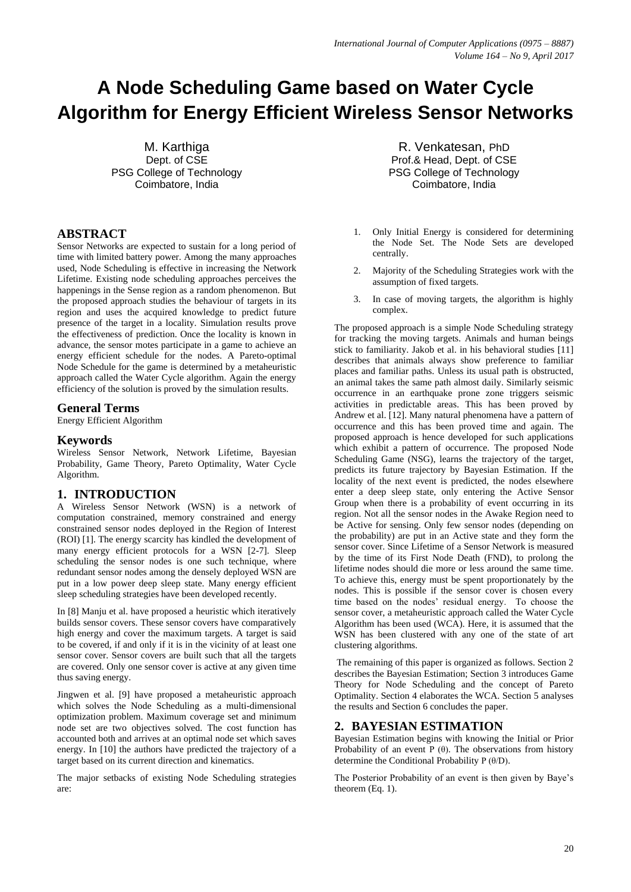# A Node Scheduling Game based on Water Cycle Algorithm for Energy Efficient Wireless Sensor Networks

M. Karthiga
Dept. of CSE
PSG College of Technology
Coimbatore, India

R. Venkatesan, PhD
Prof.& Head, Dept. of CSE
PSG College of Technology
Coimbatore, India

## ABSTRACT

Sensor Networks are expected to sustain for a long period of time with limited battery power. Among the many approaches used, Node Scheduling is effective in increasing the Network Lifetime. Existing node scheduling approaches perceives the happenings in the Sense region as a random phenomenon. But the proposed approach studies the behaviour of targets in its region and uses the acquired knowledge to predict future presence of the target in a locality. Simulation results prove the effectiveness of prediction. Once the locality is known in advance, the sensor motes participate in a game to achieve an energy efficient schedule for the nodes. A Pareto-optimal Node Schedule for the game is determined by a metaheuristic approach called the Water Cycle algorithm. Again the energy efficiency of the solution is proved by the simulation results.

## General Terms

Energy Efficient Algorithm

## Keywords

Wireless Sensor Network, Network Lifetime, Bayesian Probability, Game Theory, Pareto Optimality, Water Cycle Algorithm.

## 1. INTRODUCTION

A Wireless Sensor Network (WSN) is a network of computation constrained, memory constrained and energy constrained sensor nodes deployed in the Region of Interest (ROI) [1]. The energy scarcity has kindled the development of many energy efficient protocols for a WSN [2-7]. Sleep scheduling the sensor nodes is one such technique, where redundant sensor nodes among the densely deployed WSN are put in a low power deep sleep state. Many energy efficient sleep scheduling strategies have been developed recently.

In [8] Manju et al. have proposed a heuristic which iteratively builds sensor covers. These sensor covers have comparatively high energy and cover the maximum targets. A target is said to be covered, if and only if it is in the vicinity of at least one sensor cover. Sensor covers are built such that all the targets are covered. Only one sensor cover is active at any given time thus saving energy.

Jingwen et al. [9] have proposed a metaheuristic approach which solves the Node Scheduling as a multi-dimensional optimization problem. Maximum coverage set and minimum node set are two objectives solved. The cost function has accounted both and arrives at an optimal node set which saves energy. In [10] the authors have predicted the trajectory of a target based on its current direction and kinematics.

The major setbacks of existing Node Scheduling strategies are:

1. Only Initial Energy is considered for determining the Node Set. The Node Sets are developed centrally.
2. Majority of the Scheduling Strategies work with the assumption of fixed targets.
3. In case of moving targets, the algorithm is highly complex.

The proposed approach is a simple Node Scheduling strategy for tracking the moving targets. Animals and human beings stick to familiarity. Jakob et al. in his behavioral studies [11] describes that animals always show preference to familiar places and familiar paths. Unless its usual path is obstructed, an animal takes the same path almost daily. Similarly seismic occurrence in an earthquake prone zone triggers seismic activities in predictable areas. This has been proved by Andrew et al. [12]. Many natural phenomena have a pattern of occurrence and this has been proved time and again. The proposed approach is hence developed for such applications which exhibit a pattern of occurrence. The proposed Node Scheduling Game (NSG), learns the trajectory of the target, predicts its future trajectory by Bayesian Estimation. If the locality of the next event is predicted, the nodes elsewhere enter a deep sleep state, only entering the Active Sensor Group when there is a probability of event occurring in its region. Not all the sensor nodes in the Awake Region need to be Active for sensing. Only few sensor nodes (depending on the probability) are put in an Active state and they form the sensor cover. Since Lifetime of a Sensor Network is measured by the time of its First Node Death (FND), to prolong the lifetime nodes should die more or less around the same time. To achieve this, energy must be spent proportionately by the nodes. This is possible if the sensor cover is chosen every time based on the nodes' residual energy. To choose the sensor cover, a metaheuristic approach called the Water Cycle Algorithm has been used (WCA). Here, it is assumed that the WSN has been clustered with any one of the state of art clustering algorithms.

The remaining of this paper is organized as follows. Section 2 describes the Bayesian Estimation; Section 3 introduces Game Theory for Node Scheduling and the concept of Pareto Optimality. Section 4 elaborates the WCA. Section 5 analyses the results and Section 6 concludes the paper.

## 2. BAYESIAN ESTIMATION

Bayesian Estimation begins with knowing the Initial or Prior Probability of an event $P(\theta)$. The observations from history determine the Conditional Probability $P(\theta/D)$.

The Posterior Probability of an event is then given by Baye's theorem (Eq. 1).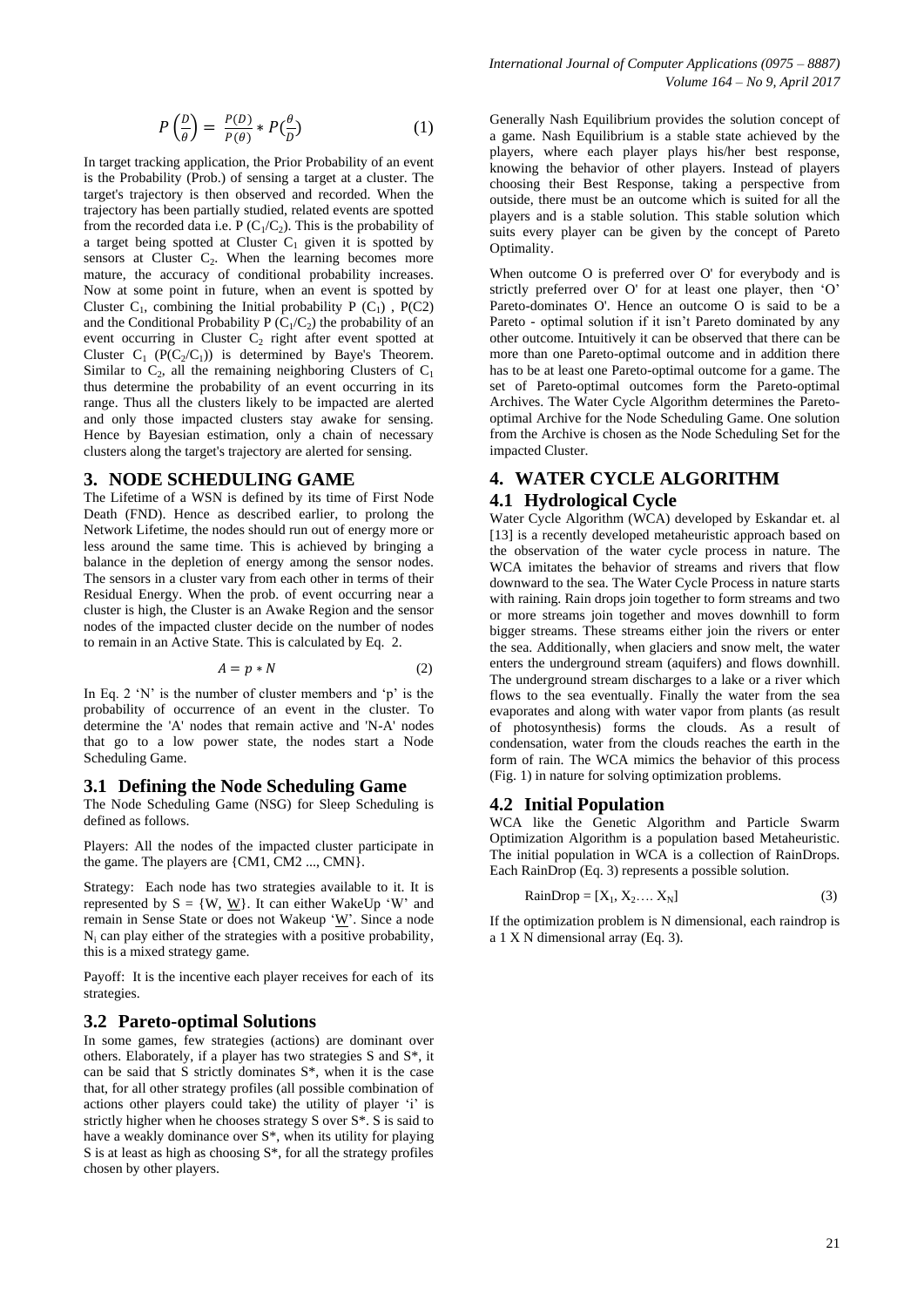$$P\left(\frac{D}{\theta}\right) = \frac{P(D)}{P(\theta)} * P(\frac{\theta}{D}) \quad (1)$$

In target tracking application, the Prior Probability of an event is the Probability (Prob.) of sensing a target at a cluster. The target's trajectory is then observed and recorded. When the trajectory has been partially studied, related events are spotted from the recorded data i.e. P $(C_1/C_2)$. This is the probability of a target being spotted at Cluster $C_1$ given it is spotted by sensors at Cluster $C_2$. When the learning becomes more mature, the accuracy of conditional probability increases. Now at some point in future, when an event is spotted by Cluster $C_1$, combining the Initial probability P $(C_1)$ , P(C2) and the Conditional Probability P $(C_1/C_2)$ the probability of an event occurring in Cluster $C_2$ right after event spotted at Cluster $C_1$ $(P(C_2/C_1))$ is determined by Baye's Theorem. Similar to $C_2$, all the remaining neighboring Clusters of $C_1$ thus determine the probability of an event occurring in its range. Thus all the clusters likely to be impacted are alerted and only those impacted clusters stay awake for sensing. Hence by Bayesian estimation, only a chain of necessary clusters along the target's trajectory are alerted for sensing.

## 3. NODE SCHEDULING GAME

The Lifetime of a WSN is defined by its time of First Node Death (FND). Hence as described earlier, to prolong the Network Lifetime, the nodes should run out of energy more or less around the same time. This is achieved by bringing a balance in the depletion of energy among the sensor nodes. The sensors in a cluster vary from each other in terms of their Residual Energy. When the prob. of event occurring near a cluster is high, the Cluster is an Awake Region and the sensor nodes of the impacted cluster decide on the number of nodes to remain in an Active State. This is calculated by Eq. 2.

$$A = p * N \quad (2)$$

In Eq. 2 'N' is the number of cluster members and 'p' is the probability of occurrence of an event in the cluster. To determine the 'A' nodes that remain active and 'N-A' nodes that go to a low power state, the nodes start a Node Scheduling Game.

### 3.1 Defining the Node Scheduling Game

The Node Scheduling Game (NSG) for Sleep Scheduling is defined as follows.

Players: All the nodes of the impacted cluster participate in the game. The players are {CM1, CM2 ..., CMN}.

Strategy: Each node has two strategies available to it. It is represented by S = {W, $\underline{W}$}. It can either WakeUp 'W' and remain in Sense State or does not Wakeup '$\underline{W}$'. Since a node $N_i$ can play either of the strategies with a positive probability, this is a mixed strategy game.

Payoff: It is the incentive each player receives for each of its strategies.

### 3.2 Pareto-optimal Solutions

In some games, few strategies (actions) are dominant over others. Elaborately, if a player has two strategies S and S*, it can be said that S strictly dominates S*, when it is the case that, for all other strategy profiles (all possible combination of actions other players could take) the utility of player 'i' is strictly higher when he chooses strategy S over S*. S is said to have a weakly dominance over S*, when its utility for playing S is at least as high as choosing S*, for all the strategy profiles chosen by other players.

Generally Nash Equilibrium provides the solution concept of a game. Nash Equilibrium is a stable state achieved by the players, where each player plays his/her best response, knowing the behavior of other players. Instead of players choosing their Best Response, taking a perspective from outside, there must be an outcome which is suited for all the players and is a stable solution. This stable solution which suits every player can be given by the concept of Pareto Optimality.

When outcome O is preferred over O' for everybody and is strictly preferred over O' for at least one player, then 'O' Pareto-dominates O'. Hence an outcome O is said to be a Pareto - optimal solution if it isn't Pareto dominated by any other outcome. Intuitively it can be observed that there can be more than one Pareto-optimal outcome and in addition there has to be at least one Pareto-optimal outcome for a game. The set of Pareto-optimal outcomes form the Pareto-optimal Archives. The Water Cycle Algorithm determines the Pareto-optimal Archive for the Node Scheduling Game. One solution from the Archive is chosen as the Node Scheduling Set for the impacted Cluster.

## 4. WATER CYCLE ALGORITHM

### 4.1 Hydrological Cycle

Water Cycle Algorithm (WCA) developed by Eskandar et. al [13] is a recently developed metaheuristic approach based on the observation of the water cycle process in nature. The WCA imitates the behavior of streams and rivers that flow downward to the sea. The Water Cycle Process in nature starts with raining. Rain drops join together to form streams and two or more streams join together and moves downhill to form bigger streams. These streams either join the rivers or enter the sea. Additionally, when glaciers and snow melt, the water enters the underground stream (aquifers) and flows downhill. The underground stream discharges to a lake or a river which flows to the sea eventually. Finally the water from the sea evaporates and along with water vapor from plants (as result of photosynthesis) forms the clouds. As a result of condensation, water from the clouds reaches the earth in the form of rain. The WCA mimics the behavior of this process (Fig. 1) in nature for solving optimization problems.

### 4.2 Initial Population

WCA like the Genetic Algorithm and Particle Swarm Optimization Algorithm is a population based Metaheuristic. The initial population in WCA is a collection of RainDrops. Each RainDrop (Eq. 3) represents a possible solution.

$$\text{RainDrop} = [X_1, X_2 \ldots . X_N] \quad (3)$$

If the optimization problem is N dimensional, each raindrop is a 1 X N dimensional array (Eq. 3).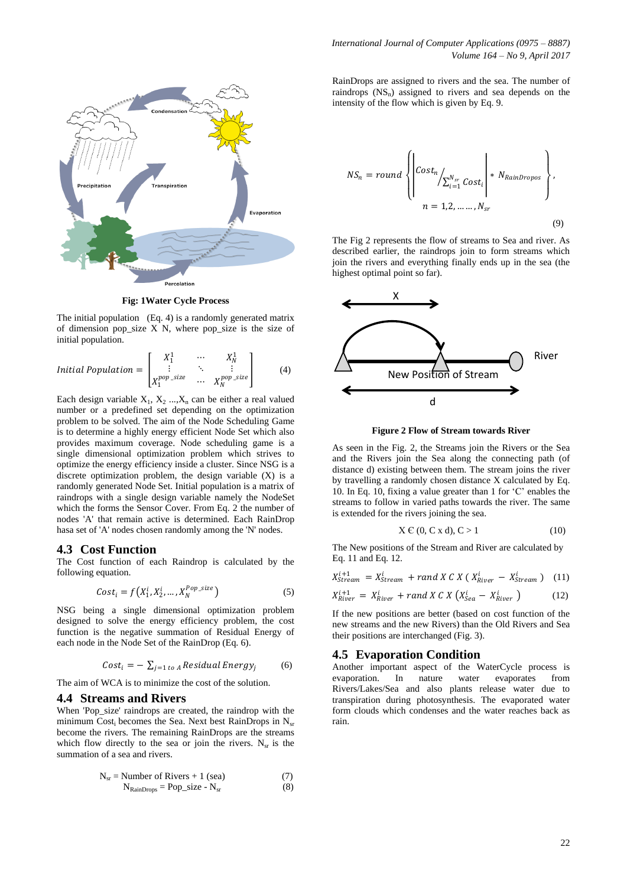**Fig: 1Water Cycle Process**

The initial population (Eq. 4) is a randomly generated matrix of dimension pop_size X N, where pop_size is the size of initial population.

$$Initial\ Population = \begin{bmatrix} X_1^1 & \cdots & X_N^1 \\ \vdots & \ddots & \vdots \\ X_1^{pop\_size} & \cdots & X_N^{pop\_size} \end{bmatrix} \quad (4)$$

Each design variable $X_1$, $X_2$ ...,$X_n$ can be either a real valued number or a predefined set depending on the optimization problem to be solved. The aim of the Node Scheduling Game is to determine a highly energy efficient Node Set which also provides maximum coverage. Node scheduling game is a single dimensional optimization problem which strives to optimize the energy efficiency inside a cluster. Since NSG is a discrete optimization problem, the design variable (X) is a randomly generated Node Set. Initial population is a matrix of raindrops with a single design variable namely the NodeSet which the forms the Sensor Cover. From Eq. 2 the number of nodes 'A' that remain active is determined. Each RainDrop hasa set of 'A' nodes chosen randomly among the 'N' nodes.

## 4.3 Cost Function

The Cost function of each Raindrop is calculated by the following equation.

$$Cost_i = f\left(X_1^i, X_2^i, \ldots, X_N^{Pop\_size}\right) \quad (5)$$

NSG being a single dimensional optimization problem designed to solve the energy efficiency problem, the cost function is the negative summation of Residual Energy of each node in the Node Set of the RainDrop (Eq. 6).

$$Cost_i = -\sum_{j=1\ to\ A} Residual\ Energy_j \quad (6)$$

The aim of WCA is to minimize the cost of the solution.

## 4.4 Streams and Rivers

When 'Pop_size' raindrops are created, the raindrop with the minimum $Cost_i$ becomes the Sea. Next best RainDrops in $N_{sr}$ become the rivers. The remaining RainDrops are the streams which flow directly to the sea or join the rivers. $N_{sr}$ is the summation of a sea and rivers.

$$N_{sr} = \text{Number of Rivers} + 1\ (\text{sea}) \quad (7)$$

$$N_{RainDrops} = Pop\_size - N_{sr} \quad (8)$$

RainDrops are assigned to rivers and the sea. The number of raindrops ($NS_n$) assigned to rivers and sea depends on the intensity of the flow which is given by Eq. 9.

$$NS_n = round\left\{\left|Cost_n / \sum_{i=1}^{N_{sr}} Cost_i\right| * N_{RainDropos}\right\}, \quad n = 1,2,\ldots\ldots, N_{sr} \quad (9)$$

The Fig 2 represents the flow of streams to Sea and river. As described earlier, the raindrops join to form streams which join the rivers and everything finally ends up in the sea (the highest optimal point so far).

X

River

New Position of Stream

d

**Figure 2 Flow of Stream towards River**

As seen in the Fig. 2, the Streams join the Rivers or the Sea and the Rivers join the Sea along the connecting path (of distance d) existing between them. The stream joins the river by travelling a randomly chosen distance X calculated by Eq. 10. In Eq. 10, fixing a value greater than 1 for 'C' enables the streams to follow in varied paths towards the river. The same is extended for the rivers joining the sea.

$$X \in (0, C \times d), C > 1 \quad (10)$$

The New positions of the Stream and River are calculated by Eq. 11 and Eq. 12.

$$X_{Stream}^{i+1} = X_{Stream}^i + rand\ X\ C\ X\ (X_{River}^i - X_{Stream}^i) \quad (11)$$

$$X_{River}^{i+1} = X_{River}^i + rand\ X\ C\ X\ (X_{Sea}^i - X_{River}^i) \quad (12)$$

If the new positions are better (based on cost function of the new streams and the new Rivers) than the Old Rivers and Sea their positions are interchanged (Fig. 3).

## 4.5 Evaporation Condition

Another important aspect of the WaterCycle process is evaporation. In nature water evaporates from Rivers/Lakes/Sea and also plants release water due to transpiration during photosynthesis. The evaporated water form clouds which condenses and the water reaches back as rain.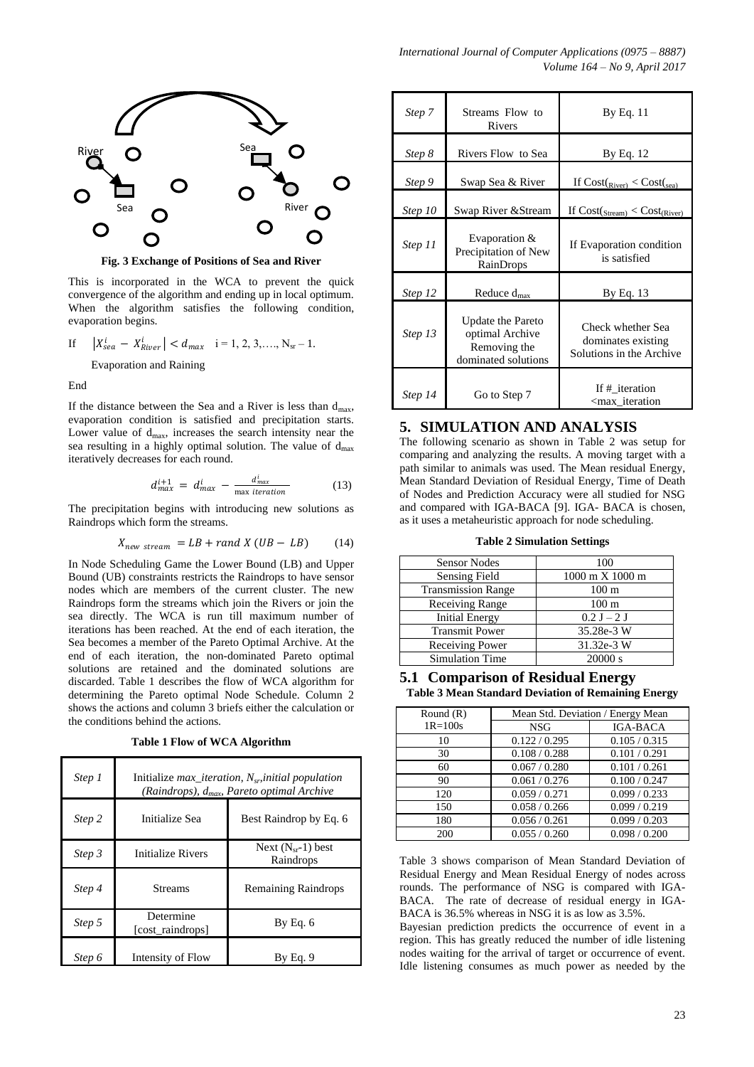Fig. 3 Exchange of Positions of Sea and River

This is incorporated in the WCA to prevent the quick convergence of the algorithm and ending up in local optimum. When the algorithm satisfies the following condition, evaporation begins.

If $\left|X_{sea}^{i} - X_{River}^{i}\right| < d_{max}$ i = 1, 2, 3,…., $N_{sr} - 1$.

Evaporation and Raining

End

If the distance between the Sea and a River is less than $d_{max}$, evaporation condition is satisfied and precipitation starts. Lower value of $d_{max}$, increases the search intensity near the sea resulting in a highly optimal solution. The value of $d_{max}$ iteratively decreases for each round.

$$d_{max}^{i+1} = d_{max}^{i} - \frac{d_{max}^{i}}{\max\ iteration} \qquad (13)$$

The precipitation begins with introducing new solutions as Raindrops which form the streams.

$$X_{new\ stream} = LB + rand\ X\ (UB - LB) \qquad (14)$$

In Node Scheduling Game the Lower Bound (LB) and Upper Bound (UB) constraints restricts the Raindrops to have sensor nodes which are members of the current cluster. The new Raindrops form the streams which join the Rivers or join the sea directly. The WCA is run till maximum number of iterations has been reached. At the end of each iteration, the Sea becomes a member of the Pareto Optimal Archive. At the end of each iteration, the non-dominated Pareto optimal solutions are retained and the dominated solutions are discarded. Table 1 describes the flow of WCA algorithm for determining the Pareto optimal Node Schedule. Column 2 shows the actions and column 3 briefs either the calculation or the conditions behind the actions.

**Table 1 Flow of WCA Algorithm**

| | | |
|---|---|---|
| *Step 1* | Initialize *max_iteration*, $N_{sr}$, *initial population (Raindrops)*, $d_{max}$, *Pareto optimal Archive* | |
| *Step 2* | Initialize Sea | Best Raindrop by Eq. 6 |
| *Step 3* | Initialize Rivers | Next ($N_{sr}$-1) best Raindrops |
| *Step 4* | Streams | Remaining Raindrops |
| *Step 5* | Determine [cost_raindrops] | By Eq. 6 |
| *Step 6* | Intensity of Flow | By Eq. 9 |
| *Step 7* | Streams Flow to Rivers | By Eq. 11 |
| *Step 8* | Rivers Flow to Sea | By Eq. 12 |
| *Step 9* | Swap Sea & River | If $Cost_{(River)} < Cost_{(sea)}$ |
| *Step 10* | Swap River &Stream | If $Cost_{(Stream)} < Cost_{(River)}$ |
| *Step 11* | Evaporation & Precipitation of New RainDrops | If Evaporation condition is satisfied |
| *Step 12* | Reduce $d_{max}$ | By Eq. 13 |
| *Step 13* | Update the Pareto optimal Archive Removing the dominated solutions | Check whether Sea dominates existing Solutions in the Archive |
| *Step 14* | Go to Step 7 | If #_iteration <max_iteration |

## 5. SIMULATION AND ANALYSIS

The following scenario as shown in Table 2 was setup for comparing and analyzing the results. A moving target with a path similar to animals was used. The Mean residual Energy, Mean Standard Deviation of Residual Energy, Time of Death of Nodes and Prediction Accuracy were all studied for NSG and compared with IGA-BACA [9]. IGA- BACA is chosen, as it uses a metaheuristic approach for node scheduling.

**Table 2 Simulation Settings**

| | |
|---|---|
| Sensor Nodes | 100 |
| Sensing Field | 1000 m X 1000 m |
| Transmission Range | 100 m |
| Receiving Range | 100 m |
| Initial Energy | 0.2 J – 2 J |
| Transmit Power | 35.28e-3 W |
| Receiving Power | 31.32e-3 W |
| Simulation Time | 20000 s |

### 5.1 Comparison of Residual Energy

**Table 3 Mean Standard Deviation of Remaining Energy**

| Round (R) 1R=100s | Mean Std. Deviation / Energy Mean | |
|---|---|---|
| | NSG | IGA-BACA |
| 10 | 0.122 / 0.295 | 0.105 / 0.315 |
| 30 | 0.108 / 0.288 | 0.101 / 0.291 |
| 60 | 0.067 / 0.280 | 0.101 / 0.261 |
| 90 | 0.061 / 0.276 | 0.100 / 0.247 |
| 120 | 0.059 / 0.271 | 0.099 / 0.233 |
| 150 | 0.058 / 0.266 | 0.099 / 0.219 |
| 180 | 0.056 / 0.261 | 0.099 / 0.203 |
| 200 | 0.055 / 0.260 | 0.098 / 0.200 |

Table 3 shows comparison of Mean Standard Deviation of Residual Energy and Mean Residual Energy of nodes across rounds. The performance of NSG is compared with IGA-BACA. The rate of decrease of residual energy in IGA-BACA is 36.5% whereas in NSG it is as low as 3.5%.

Bayesian prediction predicts the occurrence of event in a region. This has greatly reduced the number of idle listening nodes waiting for the arrival of target or occurrence of event. Idle listening consumes as much power as needed by the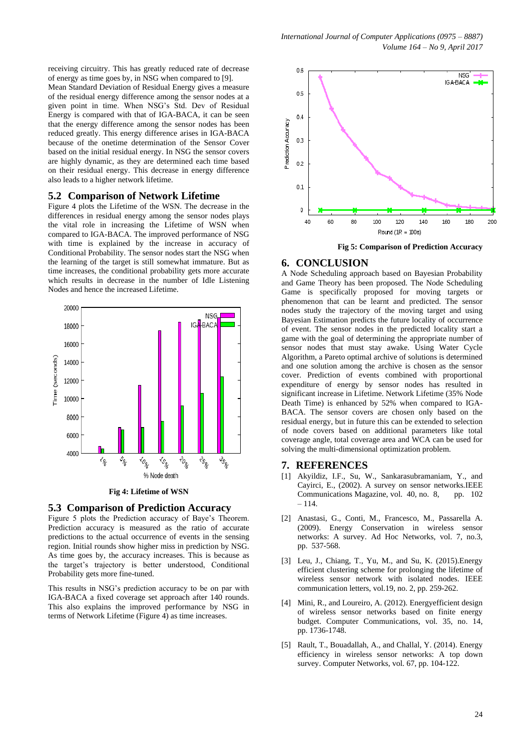receiving circuitry. This has greatly reduced rate of decrease of energy as time goes by, in NSG when compared to [9].

Mean Standard Deviation of Residual Energy gives a measure of the residual energy difference among the sensor nodes at a given point in time. When NSG's Std. Dev of Residual Energy is compared with that of IGA-BACA, it can be seen that the energy difference among the sensor nodes has been reduced greatly. This energy difference arises in IGA-BACA because of the onetime determination of the Sensor Cover based on the initial residual energy. In NSG the sensor covers are highly dynamic, as they are determined each time based on their residual energy. This decrease in energy difference also leads to a higher network lifetime.

## 5.2 Comparison of Network Lifetime

Figure 4 plots the Lifetime of the WSN. The decrease in the differences in residual energy among the sensor nodes plays the vital role in increasing the Lifetime of WSN when compared to IGA-BACA. The improved performance of NSG with time is explained by the increase in accuracy of Conditional Probability. The sensor nodes start the NSG when the learning of the target is still somewhat immature. But as time increases, the conditional probability gets more accurate which results in decrease in the number of Idle Listening Nodes and hence the increased Lifetime.

**Fig 4: Lifetime of WSN**

## 5.3 Comparison of Prediction Accuracy

Figure 5 plots the Prediction accuracy of Baye's Theorem. Prediction accuracy is measured as the ratio of accurate predictions to the actual occurrence of events in the sensing region. Initial rounds show higher miss in prediction by NSG. As time goes by, the accuracy increases. This is because as the target's trajectory is better understood, Conditional Probability gets more fine-tuned.

This results in NSG's prediction accuracy to be on par with IGA-BACA a fixed coverage set approach after 140 rounds. This also explains the improved performance by NSG in terms of Network Lifetime (Figure 4) as time increases.

**Fig 5: Comparison of Prediction Accuracy**

## 6. CONCLUSION

A Node Scheduling approach based on Bayesian Probability and Game Theory has been proposed. The Node Scheduling Game is specifically proposed for moving targets or phenomenon that can be learnt and predicted. The sensor nodes study the trajectory of the moving target and using Bayesian Estimation predicts the future locality of occurrence of event. The sensor nodes in the predicted locality start a game with the goal of determining the appropriate number of sensor nodes that must stay awake. Using Water Cycle Algorithm, a Pareto optimal archive of solutions is determined and one solution among the archive is chosen as the sensor cover. Prediction of events combined with proportional expenditure of energy by sensor nodes has resulted in significant increase in Lifetime. Network Lifetime (35% Node Death Time) is enhanced by 52% when compared to IGA-BACA. The sensor covers are chosen only based on the residual energy, but in future this can be extended to selection of node covers based on additional parameters like total coverage angle, total coverage area and WCA can be used for solving the multi-dimensional optimization problem.

## 7. REFERENCES

[1] Akyildiz, I.F., Su, W., Sankarasubramaniam, Y., and Cayirci, E., (2002). A survey on sensor networks.IEEE Communications Magazine, vol. 40, no. 8, pp. 102 – 114.

[2] Anastasi, G., Conti, M., Francesco, M., Passarella A. (2009). Energy Conservation in wireless sensor networks: A survey. Ad Hoc Networks, vol. 7, no.3, pp. 537-568.

[3] Leu, J., Chiang, T., Yu, M., and Su, K. (2015).Energy efficient clustering scheme for prolonging the lifetime of wireless sensor network with isolated nodes. IEEE communication letters, vol.19, no. 2, pp. 259-262.

[4] Mini, R., and Loureiro, A. (2012). Energyefficient design of wireless sensor networks based on finite energy budget. Computer Communications, vol. 35, no. 14, pp. 1736-1748.

[5] Rault, T., Bouadallah, A., and Challal, Y. (2014). Energy efficiency in wireless sensor networks: A top down survey. Computer Networks, vol. 67, pp. 104-122.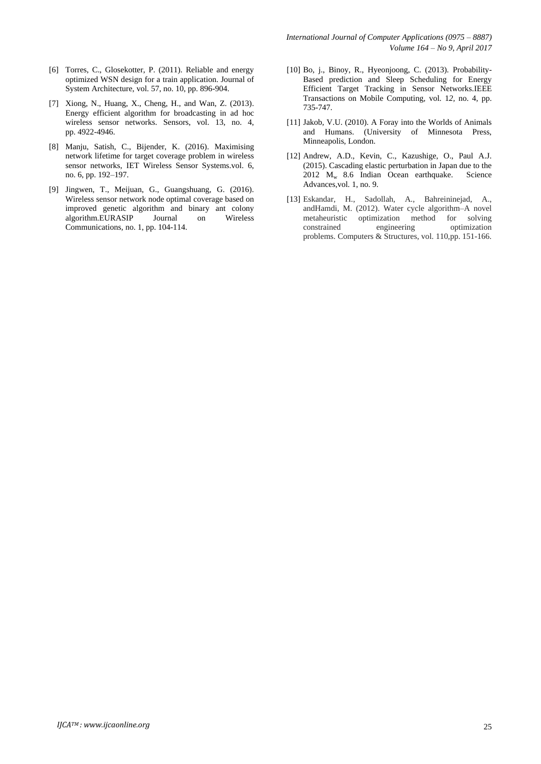[6] Torres, C., Glosekotter, P. (2011). Reliable and energy optimized WSN design for a train application. Journal of System Architecture, vol. 57, no. 10, pp. 896-904.

[7] Xiong, N., Huang, X., Cheng, H., and Wan, Z. (2013). Energy efficient algorithm for broadcasting in ad hoc wireless sensor networks. Sensors, vol. 13, no. 4, pp. 4922-4946.

[8] Manju, Satish, C., Bijender, K. (2016). Maximising network lifetime for target coverage problem in wireless sensor networks, IET Wireless Sensor Systems.vol. 6, no. 6, pp. 192–197.

[9] Jingwen, T., Meijuan, G., Guangshuang, G. (2016). Wireless sensor network node optimal coverage based on improved genetic algorithm and binary ant colony algorithm.EURASIP Journal on Wireless Communications, no. 1, pp. 104-114.

[10] Bo, j., Binoy, R., Hyeonjoong, C. (2013). Probability-Based prediction and Sleep Scheduling for Energy Efficient Target Tracking in Sensor Networks.IEEE Transactions on Mobile Computing, vol. 12, no. 4, pp. 735-747.

[11] Jakob, V.U. (2010). A Foray into the Worlds of Animals and Humans. (University of Minnesota Press, Minneapolis, London.

[12] Andrew, A.D., Kevin, C., Kazushige, O., Paul A.J. (2015). Cascading elastic perturbation in Japan due to the 2012 $M_w$ 8.6 Indian Ocean earthquake. Science Advances,vol. 1, no. 9.

[13] Eskandar, H., Sadollah, A., Bahreininejad, A., andHamdi, M. (2012). Water cycle algorithm–A novel metaheuristic optimization method for solving constrained engineering optimization problems. Computers & Structures, vol. 110,pp. 151-166.